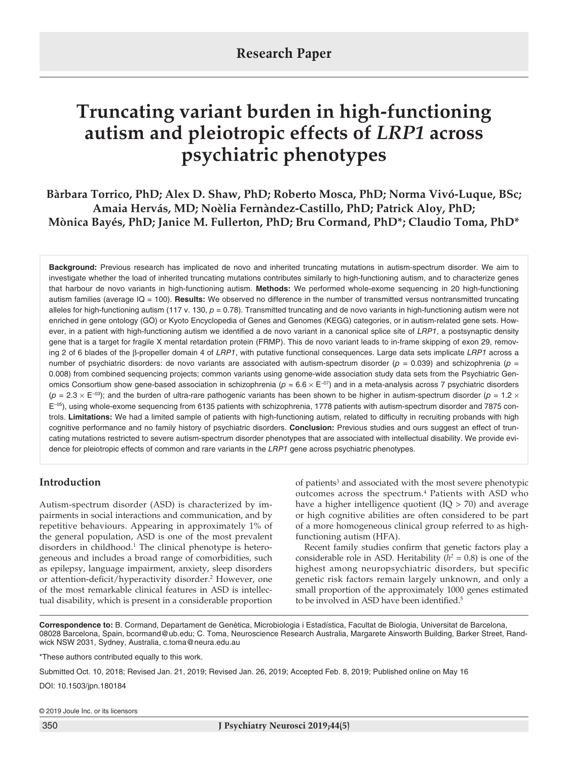Research Paper

# Truncating variant burden in high-functioning autism and pleiotropic effects of *LRP1* across psychiatric phenotypes

**Bàrbara Torrico, PhD; Alex D. Shaw, PhD; Roberto Mosca, PhD; Norma Vivó-Luque, BSc; Amaia Hervás, MD; Noèlia Fernàndez-Castillo, PhD; Patrick Aloy, PhD; Mònica Bayés, PhD; Janice M. Fullerton, PhD; Bru Cormand, PhD*; Claudio Toma, PhD***

**Background:** Previous research has implicated de novo and inherited truncating mutations in autism-spectrum disorder. We aim to investigate whether the load of inherited truncating mutations contributes similarly to high-functioning autism, and to characterize genes that harbour de novo variants in high-functioning autism. **Methods:** We performed whole-exome sequencing in 20 high-functioning autism families (average IQ = 100). **Results:** We observed no difference in the number of transmitted versus nontransmitted truncating alleles for high-functioning autism (117 v. 130, $p = 0.78$). Transmitted truncating and de novo variants in high-functioning autism were not enriched in gene ontology (GO) or Kyoto Encyclopedia of Genes and Genomes (KEGG) categories, or in autism-related gene sets. However, in a patient with high-functioning autism we identified a de novo variant in a canonical splice site of *LRP1*, a postsynaptic density gene that is a target for fragile X mental retardation protein (FRMP). This de novo variant leads to in-frame skipping of exon 29, removing 2 of 6 blades of the β-propeller domain 4 of *LRP1*, with putative functional consequences. Large data sets implicate *LRP1* across a number of psychiatric disorders: de novo variants are associated with autism-spectrum disorder ($p = 0.039$) and schizophrenia ($p = 0.008$) from combined sequencing projects; common variants using genome-wide association study data sets from the Psychiatric Genomics Consortium show gene-based association in schizophrenia ($p = 6.6 \times E^{-07}$) and in a meta-analysis across 7 psychiatric disorders ($p = 2.3 \times E^{-03}$); and the burden of ultra-rare pathogenic variants has been shown to be higher in autism-spectrum disorder ($p = 1.2 \times E^{-05}$), using whole-exome sequencing from 6135 patients with schizophrenia, 1778 patients with autism-spectrum disorder and 7875 controls. **Limitations:** We had a limited sample of patients with high-functioning autism, related to difficulty in recruiting probands with high cognitive performance and no family history of psychiatric disorders. **Conclusion:** Previous studies and ours suggest an effect of truncating mutations restricted to severe autism-spectrum disorder phenotypes that are associated with intellectual disability. We provide evidence for pleiotropic effects of common and rare variants in the *LRP1* gene across psychiatric phenotypes.

## Introduction

Autism-spectrum disorder (ASD) is characterized by impairments in social interactions and communication, and by repetitive behaviours. Appearing in approximately 1% of the general population, ASD is one of the most prevalent disorders in childhood.[1] The clinical phenotype is heterogeneous and includes a broad range of comorbidities, such as epilepsy, language impairment, anxiety, sleep disorders or attention-deficit/hyperactivity disorder.[2] However, one of the most remarkable clinical features in ASD is intellectual disability, which is present in a considerable proportion of patients[3] and associated with the most severe phenotypic outcomes across the spectrum.[4] Patients with ASD who have a higher intelligence quotient (IQ > 70) and average or high cognitive abilities are often considered to be part of a more homogeneous clinical group referred to as high-functioning autism (HFA).

Recent family studies confirm that genetic factors play a considerable role in ASD. Heritability ($h^2 = 0.8$) is one of the highest among neuropsychiatric disorders, but specific genetic risk factors remain largely unknown, and only a small proportion of the approximately 1000 genes estimated to be involved in ASD have been identified.[5]

**Correspondence to:** B. Cormand, Departament de Genètica, Microbiologia i Estadística, Facultat de Biologia, Universitat de Barcelona, 08028 Barcelona, Spain, bcormand@ub.edu; C. Toma, Neuroscience Research Australia, Margarete Ainsworth Building, Barker Street, Randwick NSW 2031, Sydney, Australia, c.toma@neura.edu.au

*These authors contributed equally to this work.

Submitted Oct. 10, 2018; Revised Jan. 21, 2019; Revised Jan. 26, 2019; Accepted Feb. 8, 2019; Published online on May 16

DOI: 10.1503/jpn.180184

© 2019 Joule Inc. or its licensors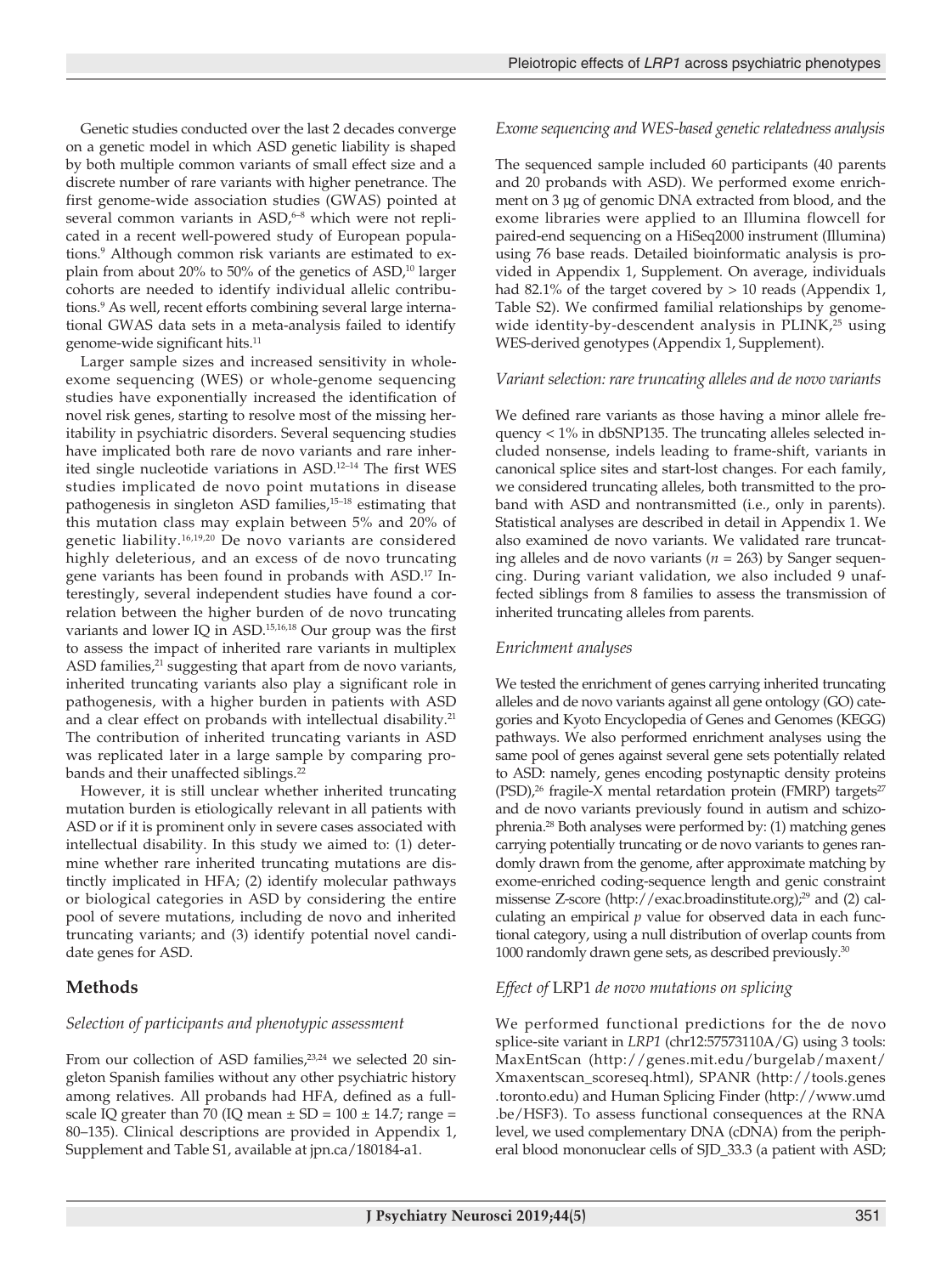Genetic studies conducted over the last 2 decades converge on a genetic model in which ASD genetic liability is shaped by both multiple common variants of small effect size and a discrete number of rare variants with higher penetrance. The first genome-wide association studies (GWAS) pointed at several common variants in ASD,[6–8] which were not replicated in a recent well-powered study of European populations.[9] Although common risk variants are estimated to explain from about 20% to 50% of the genetics of ASD,[10] larger cohorts are needed to identify individual allelic contributions.[9] As well, recent efforts combining several large international GWAS data sets in a meta-analysis failed to identify genome-wide significant hits.[11]

Larger sample sizes and increased sensitivity in whole-exome sequencing (WES) or whole-genome sequencing studies have exponentially increased the identification of novel risk genes, starting to resolve most of the missing heritability in psychiatric disorders. Several sequencing studies have implicated both rare de novo variants and rare inherited single nucleotide variations in ASD.[12–14] The first WES studies implicated de novo point mutations in disease pathogenesis in singleton ASD families,[15–18] estimating that this mutation class may explain between 5% and 20% of genetic liability.[16,19,20] De novo variants are considered highly deleterious, and an excess of de novo truncating gene variants has been found in probands with ASD.[17] Interestingly, several independent studies have found a correlation between the higher burden of de novo truncating variants and lower IQ in ASD.[15,16,18] Our group was the first to assess the impact of inherited rare variants in multiplex ASD families,[21] suggesting that apart from de novo variants, inherited truncating variants also play a significant role in pathogenesis, with a higher burden in patients with ASD and a clear effect on probands with intellectual disability.[21] The contribution of inherited truncating variants in ASD was replicated later in a large sample by comparing probands and their unaffected siblings.[22]

However, it is still unclear whether inherited truncating mutation burden is etiologically relevant in all patients with ASD or if it is prominent only in severe cases associated with intellectual disability. In this study we aimed to: (1) determine whether rare inherited truncating mutations are distinctly implicated in HFA; (2) identify molecular pathways or biological categories in ASD by considering the entire pool of severe mutations, including de novo and inherited truncating variants; and (3) identify potential novel candidate genes for ASD.

## Methods

### *Selection of participants and phenotypic assessment*

From our collection of ASD families,[23,24] we selected 20 singleton Spanish families without any other psychiatric history among relatives. All probands had HFA, defined as a full-scale IQ greater than 70 (IQ mean ± SD = 100 ± 14.7; range = 80–135). Clinical descriptions are provided in Appendix 1, Supplement and Table S1, available at jpn.ca/180184-a1.

### *Exome sequencing and WES-based genetic relatedness analysis*

The sequenced sample included 60 participants (40 parents and 20 probands with ASD). We performed exome enrichment on 3 µg of genomic DNA extracted from blood, and the exome libraries were applied to an Illumina flowcell for paired-end sequencing on a HiSeq2000 instrument (Illumina) using 76 base reads. Detailed bioinformatic analysis is provided in Appendix 1, Supplement. On average, individuals had 82.1% of the target covered by > 10 reads (Appendix 1, Table S2). We confirmed familial relationships by genome-wide identity-by-descendent analysis in PLINK,[25] using WES-derived genotypes (Appendix 1, Supplement).

### *Variant selection: rare truncating alleles and de novo variants*

We defined rare variants as those having a minor allele frequency < 1% in dbSNP135. The truncating alleles selected included nonsense, indels leading to frame-shift, variants in canonical splice sites and start-lost changes. For each family, we considered truncating alleles, both transmitted to the proband with ASD and nontransmitted (i.e., only in parents). Statistical analyses are described in detail in Appendix 1. We also examined de novo variants. We validated rare truncating alleles and de novo variants ($n$ = 263) by Sanger sequencing. During variant validation, we also included 9 unaffected siblings from 8 families to assess the transmission of inherited truncating alleles from parents.

### *Enrichment analyses*

We tested the enrichment of genes carrying inherited truncating alleles and de novo variants against all gene ontology (GO) categories and Kyoto Encyclopedia of Genes and Genomes (KEGG) pathways. We also performed enrichment analyses using the same pool of genes against several gene sets potentially related to ASD: namely, genes encoding postynaptic density proteins (PSD),[26] fragile-X mental retardation protein (FMRP) targets[27] and de novo variants previously found in autism and schizophrenia.[28] Both analyses were performed by: (1) matching genes carrying potentially truncating or de novo variants to genes randomly drawn from the genome, after approximate matching by exome-enriched coding-sequence length and genic constraint missense Z-score (http://exac.broadinstitute.org);[29] and (2) calculating an empirical $p$ value for observed data in each functional category, using a null distribution of overlap counts from 1000 randomly drawn gene sets, as described previously.[30]

### *Effect of* LRP1 *de novo mutations on splicing*

We performed functional predictions for the de novo splice-site variant in *LRP1* (chr12:57573110A/G) using 3 tools: MaxEntScan (http://genes.mit.edu/burgelab/maxent/Xmaxentscan_scoreseq.html), SPANR (http://tools.genes.toronto.edu) and Human Splicing Finder (http://www.umd.be/HSF3). To assess functional consequences at the RNA level, we used complementary DNA (cDNA) from the peripheral blood mononuclear cells of SJD_33.3 (a patient with ASD;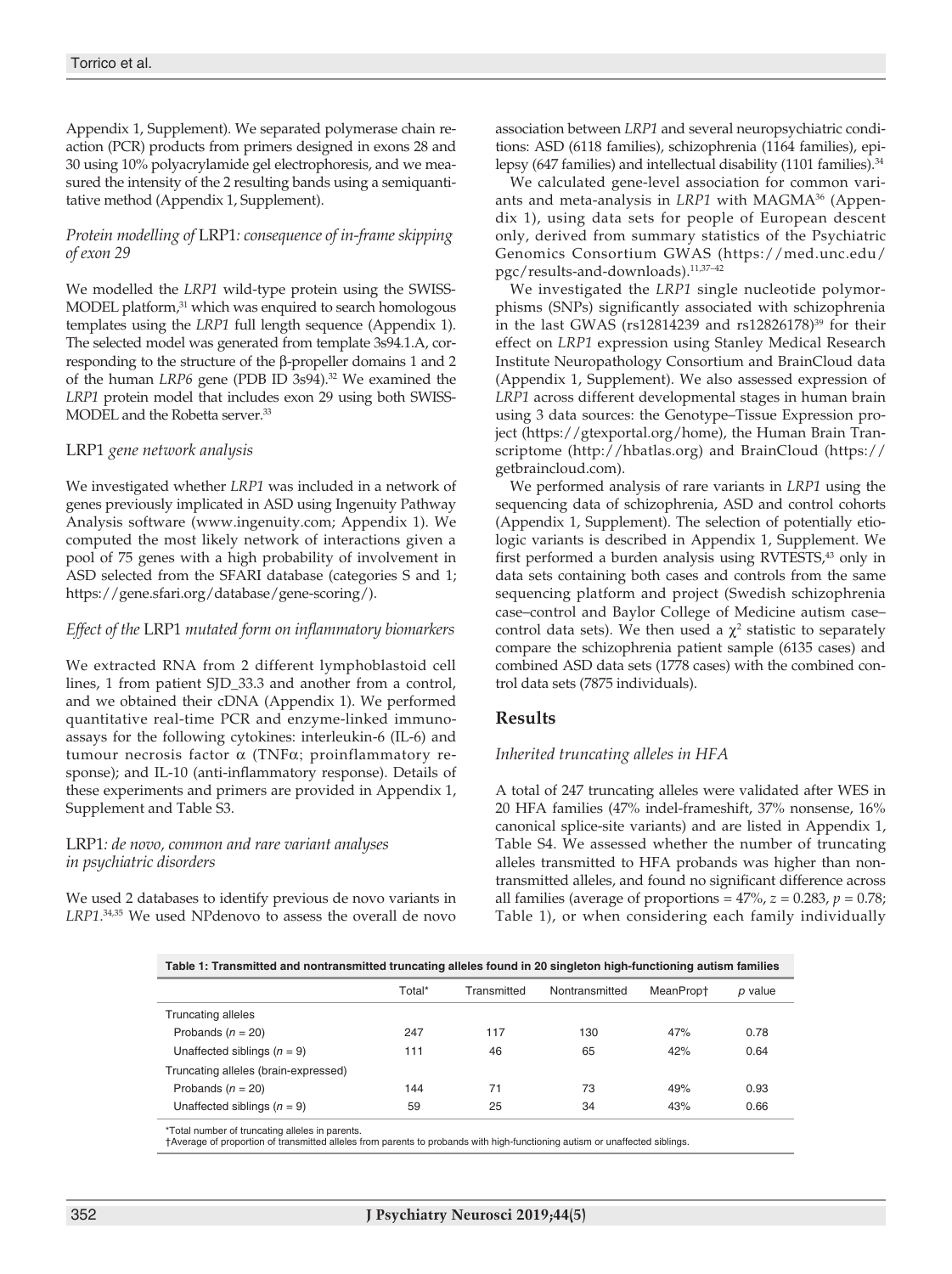Appendix 1, Supplement). We separated polymerase chain reaction (PCR) products from primers designed in exons 28 and 30 using 10% polyacrylamide gel electrophoresis, and we measured the intensity of the 2 resulting bands using a semiquantitative method (Appendix 1, Supplement).

### *Protein modelling of* LRP1*: consequence of in-frame skipping of exon 29*

We modelled the *LRP1* wild-type protein using the SWISS-MODEL platform,[31] which was enquired to search homologous templates using the *LRP1* full length sequence (Appendix 1). The selected model was generated from template 3s94.1.A, corresponding to the structure of the β-propeller domains 1 and 2 of the human *LRP6* gene (PDB ID 3s94).[32] We examined the *LRP1* protein model that includes exon 29 using both SWISS-MODEL and the Robetta server.[33]

### LRP1 *gene network analysis*

We investigated whether *LRP1* was included in a network of genes previously implicated in ASD using Ingenuity Pathway Analysis software (www.ingenuity.com; Appendix 1). We computed the most likely network of interactions given a pool of 75 genes with a high probability of involvement in ASD selected from the SFARI database (categories S and 1; https://gene.sfari.org/database/gene-scoring/).

### *Effect of the* LRP1 *mutated form on inflammatory biomarkers*

We extracted RNA from 2 different lymphoblastoid cell lines, 1 from patient SJD_33.3 and another from a control, and we obtained their cDNA (Appendix 1). We performed quantitative real-time PCR and enzyme-linked immunoassays for the following cytokines: interleukin-6 (IL-6) and tumour necrosis factor α (TNFα; proinflammatory response); and IL-10 (anti-inflammatory response). Details of these experiments and primers are provided in Appendix 1, Supplement and Table S3.

### LRP1*: de novo, common and rare variant analyses in psychiatric disorders*

We used 2 databases to identify previous de novo variants in *LRP1*.[34,35] We used NPdenovo to assess the overall de novo association between *LRP1* and several neuropsychiatric conditions: ASD (6118 families), schizophrenia (1164 families), epilepsy (647 families) and intellectual disability (1101 families).[34]

We calculated gene-level association for common variants and meta-analysis in *LRP1* with MAGMA[36] (Appendix 1), using data sets for people of European descent only, derived from summary statistics of the Psychiatric Genomics Consortium GWAS (https://med.unc.edu/pgc/results-and-downloads).[11,37–42]

We investigated the *LRP1* single nucleotide polymorphisms (SNPs) significantly associated with schizophrenia in the last GWAS (rs12814239 and rs12826178)[39] for their effect on *LRP1* expression using Stanley Medical Research Institute Neuropathology Consortium and BrainCloud data (Appendix 1, Supplement). We also assessed expression of *LRP1* across different developmental stages in human brain using 3 data sources: the Genotype–Tissue Expression project (https://gtexportal.org/home), the Human Brain Transcriptome (http://hbatlas.org) and BrainCloud (https://getbraincloud.com).

We performed analysis of rare variants in *LRP1* using the sequencing data of schizophrenia, ASD and control cohorts (Appendix 1, Supplement). The selection of potentially etiologic variants is described in Appendix 1, Supplement. We first performed a burden analysis using RVTESTS,[43] only in data sets containing both cases and controls from the same sequencing platform and project (Swedish schizophrenia case–control and Baylor College of Medicine autism case–control data sets). We then used a $\chi^2$ statistic to separately compare the schizophrenia patient sample (6135 cases) and combined ASD data sets (1778 cases) with the combined control data sets (7875 individuals).

## Results

### *Inherited truncating alleles in HFA*

A total of 247 truncating alleles were validated after WES in 20 HFA families (47% indel-frameshift, 37% nonsense, 16% canonical splice-site variants) and are listed in Appendix 1, Table S4. We assessed whether the number of truncating alleles transmitted to HFA probands was higher than nontransmitted alleles, and found no significant difference across all families (average of proportions = 47%, $z = 0.283$, $p = 0.78$; Table 1), or when considering each family individually

**Table 1: Transmitted and nontransmitted truncating alleles found in 20 singleton high-functioning autism families**

| | Total* | Transmitted | Nontransmitted | MeanProp† | *p* value |
|---|---|---|---|---|---|
| Truncating alleles | | | | | |
| Probands ($n = 20$) | 247 | 117 | 130 | 47% | 0.78 |
| Unaffected siblings ($n = 9$) | 111 | 46 | 65 | 42% | 0.64 |
| Truncating alleles (brain-expressed) | | | | | |
| Probands ($n = 20$) | 144 | 71 | 73 | 49% | 0.93 |
| Unaffected siblings ($n = 9$) | 59 | 25 | 34 | 43% | 0.66 |

*Total number of truncating alleles in parents.
†Average of proportion of transmitted alleles from parents to probands with high-functioning autism or unaffected siblings.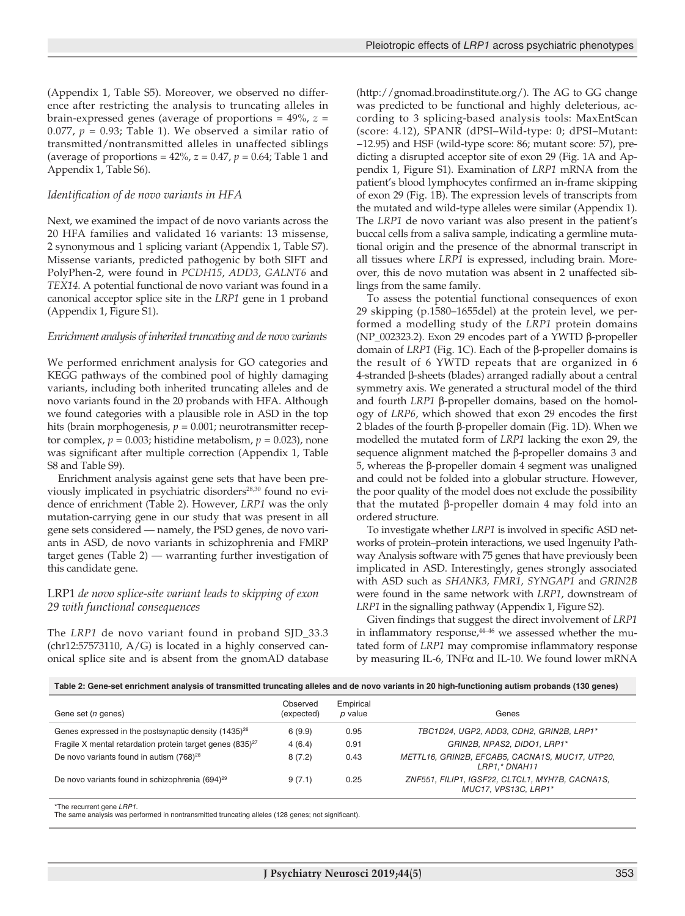(Appendix 1, Table S5). Moreover, we observed no difference after restricting the analysis to truncating alleles in brain-expressed genes (average of proportions = 49%, $z$ = 0.077, $p$ = 0.93; Table 1). We observed a similar ratio of transmitted/nontransmitted alleles in unaffected siblings (average of proportions = 42%, $z$ = 0.47, $p$ = 0.64; Table 1 and Appendix 1, Table S6).

### *Identification of de novo variants in HFA*

Next, we examined the impact of de novo variants across the 20 HFA families and validated 16 variants: 13 missense, 2 synonymous and 1 splicing variant (Appendix 1, Table S7). Missense variants, predicted pathogenic by both SIFT and PolyPhen-2, were found in *PCDH15*, *ADD3*, *GALNT6* and *TEX14*. A potential functional de novo variant was found in a canonical acceptor splice site in the *LRP1* gene in 1 proband (Appendix 1, Figure S1).

### *Enrichment analysis of inherited truncating and de novo variants*

We performed enrichment analysis for GO categories and KEGG pathways of the combined pool of highly damaging variants, including both inherited truncating alleles and de novo variants found in the 20 probands with HFA. Although we found categories with a plausible role in ASD in the top hits (brain morphogenesis, $p$ = 0.001; neurotransmitter receptor complex, $p$ = 0.003; histidine metabolism, $p$ = 0.023), none was significant after multiple correction (Appendix 1, Table S8 and Table S9).

Enrichment analysis against gene sets that have been previously implicated in psychiatric disorders[28,30] found no evidence of enrichment (Table 2). However, *LRP1* was the only mutation-carrying gene in our study that was present in all gene sets considered — namely, the PSD genes, de novo variants in ASD, de novo variants in schizophrenia and FMRP target genes (Table 2) — warranting further investigation of this candidate gene.

## LRP1 *de novo splice-site variant leads to skipping of exon 29 with functional consequences*

The *LRP1* de novo variant found in proband SJD_33.3 (chr12:57573110, A/G) is located in a highly conserved canonical splice site and is absent from the gnomAD database (http://gnomad.broadinstitute.org/). The AG to GG change was predicted to be functional and highly deleterious, according to 3 splicing-based analysis tools: MaxEntScan (score: 4.12), SPANR (dPSI–Wild-type: 0; dPSI–Mutant: −12.95) and HSF (wild-type score: 86; mutant score: 57), predicting a disrupted acceptor site of exon 29 (Fig. 1A and Appendix 1, Figure S1). Examination of *LRP1* mRNA from the patient's blood lymphocytes confirmed an in-frame skipping of exon 29 (Fig. 1B). The expression levels of transcripts from the mutated and wild-type alleles were similar (Appendix 1). The *LRP1* de novo variant was also present in the patient's buccal cells from a saliva sample, indicating a germline mutational origin and the presence of the abnormal transcript in all tissues where *LRP1* is expressed, including brain. Moreover, this de novo mutation was absent in 2 unaffected siblings from the same family.

To assess the potential functional consequences of exon 29 skipping (p.1580–1655del) at the protein level, we performed a modelling study of the *LRP1* protein domains (NP_002323.2). Exon 29 encodes part of a YWTD β-propeller domain of *LRP1* (Fig. 1C). Each of the β-propeller domains is the result of 6 YWTD repeats that are organized in 6 4-stranded β-sheets (blades) arranged radially about a central symmetry axis. We generated a structural model of the third and fourth *LRP1* β-propeller domains, based on the homology of *LRP6*, which showed that exon 29 encodes the first 2 blades of the fourth β-propeller domain (Fig. 1D). When we modelled the mutated form of *LRP1* lacking the exon 29, the sequence alignment matched the β-propeller domains 3 and 5, whereas the β-propeller domain 4 segment was unaligned and could not be folded into a globular structure. However, the poor quality of the model does not exclude the possibility that the mutated β-propeller domain 4 may fold into an ordered structure.

To investigate whether *LRP1* is involved in specific ASD networks of protein–protein interactions, we used Ingenuity Pathway Analysis software with 75 genes that have previously been implicated in ASD. Interestingly, genes strongly associated with ASD such as *SHANK3*, *FMR1*, *SYNGAP1* and *GRIN2B* were found in the same network with *LRP1*, downstream of *LRP1* in the signalling pathway (Appendix 1, Figure S2).

Given findings that suggest the direct involvement of *LRP1* in inflammatory response,[44–46] we assessed whether the mutated form of *LRP1* may compromise inflammatory response by measuring IL-6, TNFα and IL-10. We found lower mRNA

**Table 2: Gene-set enrichment analysis of transmitted truncating alleles and de novo variants in 20 high-functioning autism probands (130 genes)**

| Gene set (*n* genes) | Observed (expected) | Empirical *p* value | Genes |
|---|---|---|---|
| Genes expressed in the postsynaptic density (1435)[26] | 6 (9.9) | 0.95 | *TBC1D24, UGP2, ADD3, CDH2, GRIN2B, LRP1** |
| Fragile X mental retardation protein target genes (835)[27] | 4 (6.4) | 0.91 | *GRIN2B, NPAS2, DIDO1, LRP1** |
| De novo variants found in autism (768)[28] | 8 (7.2) | 0.43 | *METTL16, GRIN2B, EFCAB5, CACNA1S, MUC17, UTP20, LRP1,* DNAH11* |
| De novo variants found in schizophrenia (694)[29] | 9 (7.1) | 0.25 | *ZNF551, FILIP1, IGSF22, CLTCL1, MYH7B, CACNA1S, MUC17, VPS13C, LRP1** |

*The recurrent gene *LRP1*.
The same analysis was performed in nontransmitted truncating alleles (128 genes; not significant).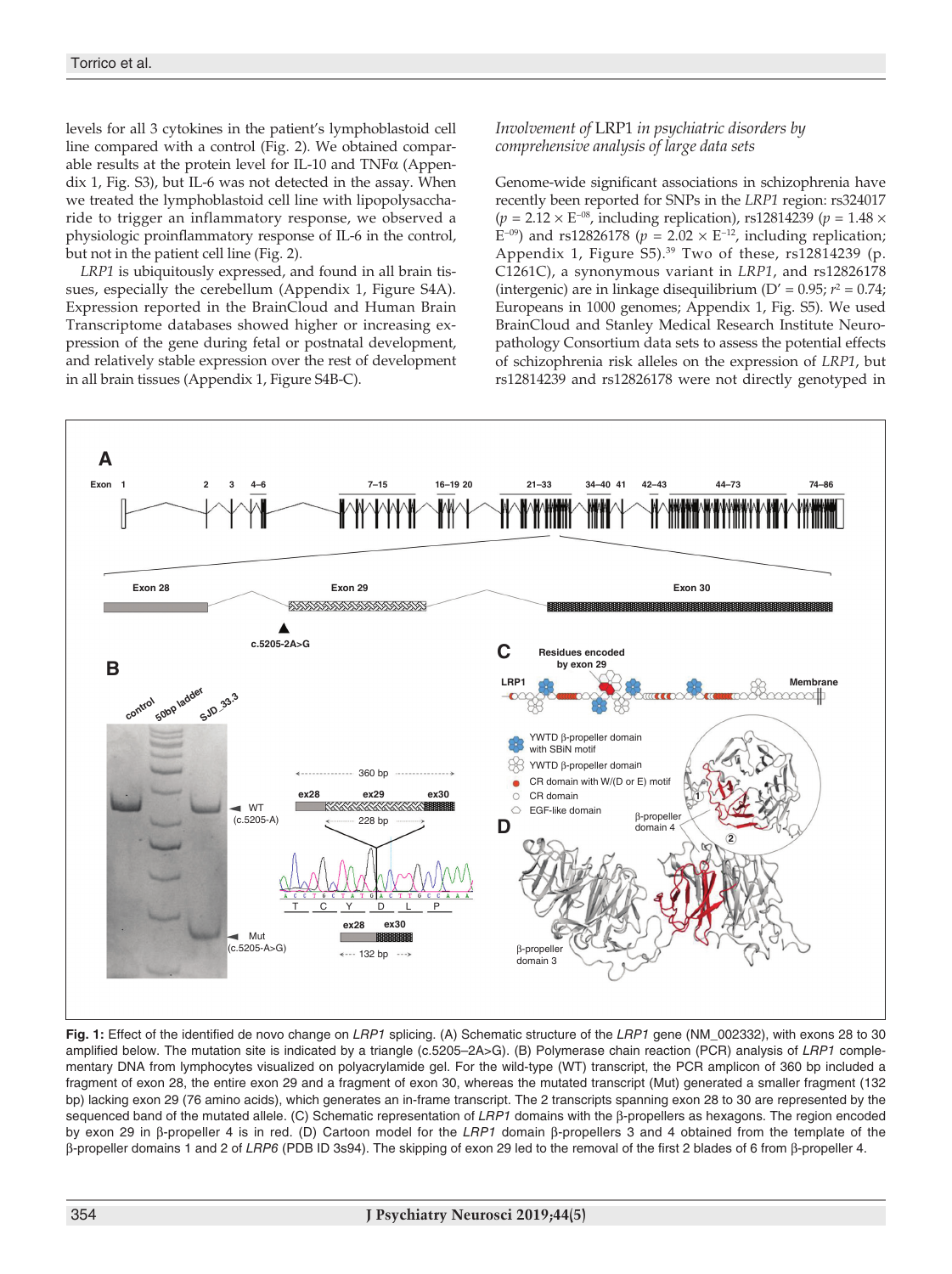levels for all 3 cytokines in the patient's lymphoblastoid cell line compared with a control (Fig. 2). We obtained comparable results at the protein level for IL-10 and TNFα (Appendix 1, Fig. S3), but IL-6 was not detected in the assay. When we treated the lymphoblastoid cell line with lipopolysaccharide to trigger an inflammatory response, we observed a physiologic proinflammatory response of IL-6 in the control, but not in the patient cell line (Fig. 2).

*LRP1* is ubiquitously expressed, and found in all brain tissues, especially the cerebellum (Appendix 1, Figure S4A). Expression reported in the BrainCloud and Human Brain Transcriptome databases showed higher or increasing expression of the gene during fetal or postnatal development, and relatively stable expression over the rest of development in all brain tissues (Appendix 1, Figure S4B-C).

### *Involvement of* LRP1 *in psychiatric disorders by comprehensive analysis of large data sets*

Genome-wide significant associations in schizophrenia have recently been reported for SNPs in the *LRP1* region: rs324017 ($p = 2.12 \times E^{-08}$, including replication), rs12814239 ($p = 1.48 \times E^{-09}$) and rs12826178 ($p = 2.02 \times E^{-12}$, including replication; Appendix 1, Figure S5).[39] Two of these, rs12814239 (p. C1261C), a synonymous variant in *LRP1*, and rs12826178 (intergenic) are in linkage disequilibrium (D′ = 0.95; $r^2 = 0.74$; Europeans in 1000 genomes; Appendix 1, Fig. S5). We used BrainCloud and Stanley Medical Research Institute Neuropathology Consortium data sets to assess the potential effects of schizophrenia risk alleles on the expression of *LRP1*, but rs12814239 and rs12826178 were not directly genotyped in

**Fig. 1:** Effect of the identified de novo change on *LRP1* splicing. (A) Schematic structure of the *LRP1* gene (NM_002332), with exons 28 to 30 amplified below. The mutation site is indicated by a triangle (c.5205–2A>G). (B) Polymerase chain reaction (PCR) analysis of *LRP1* complementary DNA from lymphocytes visualized on polyacrylamide gel. For the wild-type (WT) transcript, the PCR amplicon of 360 bp included a fragment of exon 28, the entire exon 29 and a fragment of exon 30, whereas the mutated transcript (Mut) generated a smaller fragment (132 bp) lacking exon 29 (76 amino acids), which generates an in-frame transcript. The 2 transcripts spanning exon 28 to 30 are represented by the sequenced band of the mutated allele. (C) Schematic representation of *LRP1* domains with the β-propellers as hexagons. The region encoded by exon 29 in β-propeller 4 is in red. (D) Cartoon model for the *LRP1* domain β-propellers 3 and 4 obtained from the template of the β-propeller domains 1 and 2 of *LRP6* (PDB ID 3s94). The skipping of exon 29 led to the removal of the first 2 blades of 6 from β-propeller 4.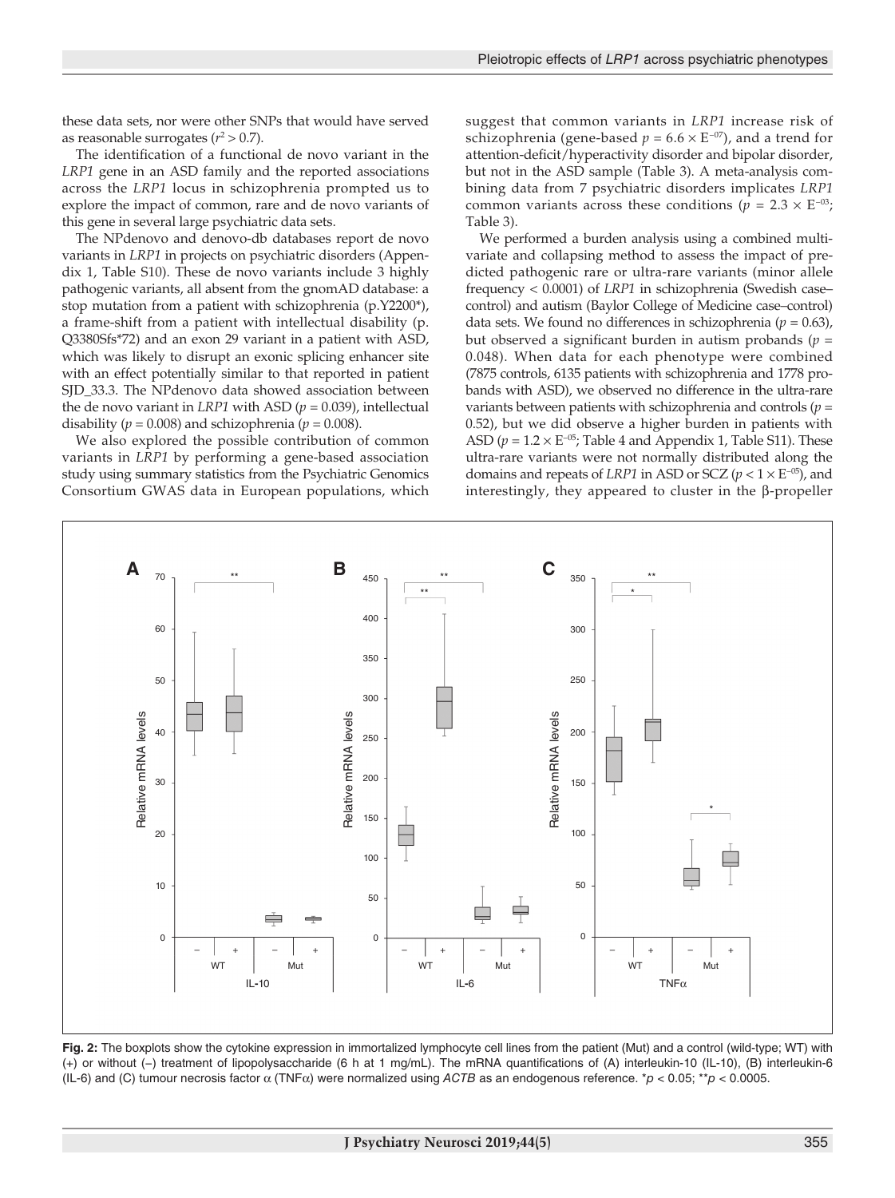these data sets, nor were other SNPs that would have served as reasonable surrogates ($r^2 > 0.7$).

The identification of a functional de novo variant in the *LRP1* gene in an ASD family and the reported associations across the *LRP1* locus in schizophrenia prompted us to explore the impact of common, rare and de novo variants of this gene in several large psychiatric data sets.

The NPdenovo and denovo-db databases report de novo variants in *LRP1* in projects on psychiatric disorders (Appendix 1, Table S10). These de novo variants include 3 highly pathogenic variants, all absent from the gnomAD database: a stop mutation from a patient with schizophrenia (p.Y2200*), a frame-shift from a patient with intellectual disability (p. Q3380Sfs*72) and an exon 29 variant in a patient with ASD, which was likely to disrupt an exonic splicing enhancer site with an effect potentially similar to that reported in patient SJD_33.3. The NPdenovo data showed association between the de novo variant in *LRP1* with ASD ($p = 0.039$), intellectual disability ($p = 0.008$) and schizophrenia ($p = 0.008$).

We also explored the possible contribution of common variants in *LRP1* by performing a gene-based association study using summary statistics from the Psychiatric Genomics Consortium GWAS data in European populations, which suggest that common variants in *LRP1* increase risk of schizophrenia (gene-based $p = 6.6 \times E^{-07}$), and a trend for attention-deficit/hyperactivity disorder and bipolar disorder, but not in the ASD sample (Table 3). A meta-analysis combining data from 7 psychiatric disorders implicates *LRP1* common variants across these conditions ($p = 2.3 \times E^{-03}$; Table 3).

We performed a burden analysis using a combined multivariate and collapsing method to assess the impact of predicted pathogenic rare or ultra-rare variants (minor allele frequency < 0.0001) of *LRP1* in schizophrenia (Swedish case–control) and autism (Baylor College of Medicine case–control) data sets. We found no differences in schizophrenia ($p = 0.63$), but observed a significant burden in autism probands ($p = 0.048$). When data for each phenotype were combined (7875 controls, 6135 patients with schizophrenia and 1778 probands with ASD), we observed no difference in the ultra-rare variants between patients with schizophrenia and controls ($p = 0.52$), but we did observe a higher burden in patients with ASD ($p = 1.2 \times E^{-05}$; Table 4 and Appendix 1, Table S11). These ultra-rare variants were not normally distributed along the domains and repeats of *LRP1* in ASD or SCZ ($p < 1 \times E^{-05}$), and interestingly, they appeared to cluster in the β-propeller

**Fig. 2:** The boxplots show the cytokine expression in immortalized lymphocyte cell lines from the patient (Mut) and a control (wild-type; WT) with (+) or without (−) treatment of lipopolysaccharide (6 h at 1 mg/mL). The mRNA quantifications of (A) interleukin-10 (IL-10), (B) interleukin-6 (IL-6) and (C) tumour necrosis factor α (TNFα) were normalized using *ACTB* as an endogenous reference. *$p < 0.05$; **$p < 0.0005$.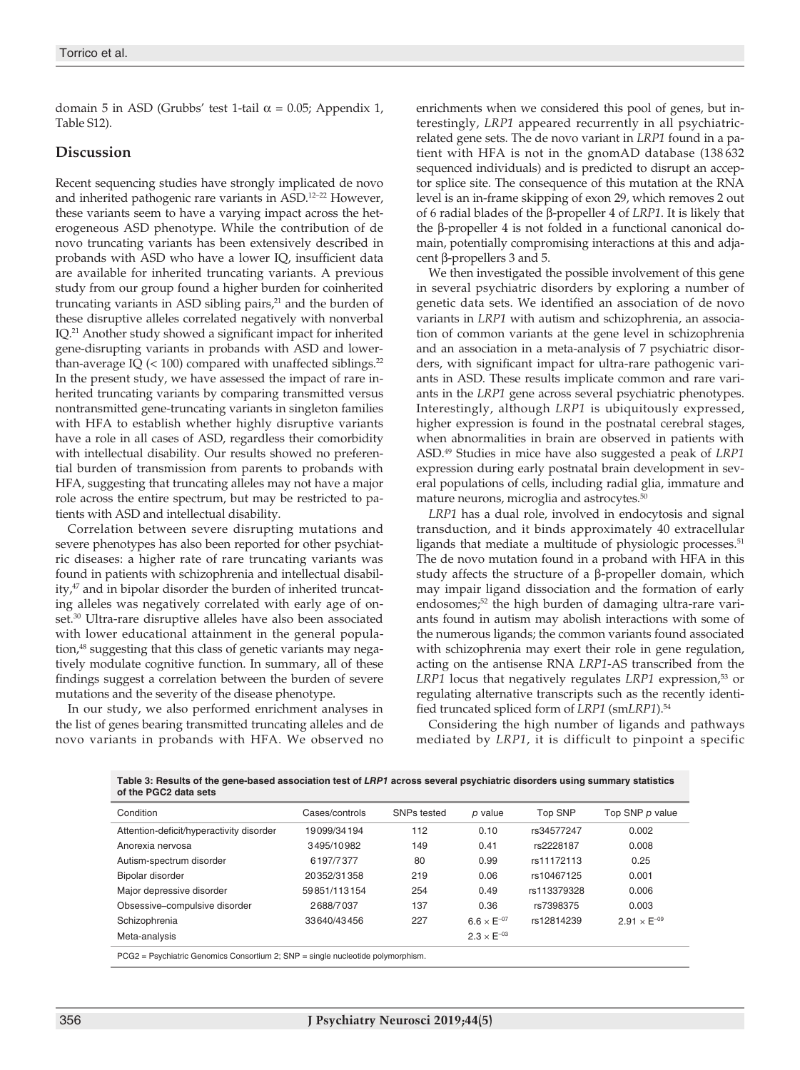domain 5 in ASD (Grubbs' test 1-tail $\alpha = 0.05$; Appendix 1, Table S12).

## Discussion

Recent sequencing studies have strongly implicated de novo and inherited pathogenic rare variants in ASD.[12–22] However, these variants seem to have a varying impact across the heterogeneous ASD phenotype. While the contribution of de novo truncating variants has been extensively described in probands with ASD who have a lower IQ, insufficient data are available for inherited truncating variants. A previous study from our group found a higher burden for coinherited truncating variants in ASD sibling pairs,[21] and the burden of these disruptive alleles correlated negatively with nonverbal IQ.[21] Another study showed a significant impact for inherited gene-disrupting variants in probands with ASD and lower-than-average IQ (< 100) compared with unaffected siblings.[22] In the present study, we have assessed the impact of rare inherited truncating variants by comparing transmitted versus nontransmitted gene-truncating variants in singleton families with HFA to establish whether highly disruptive variants have a role in all cases of ASD, regardless their comorbidity with intellectual disability. Our results showed no preferential burden of transmission from parents to probands with HFA, suggesting that truncating alleles may not have a major role across the entire spectrum, but may be restricted to patients with ASD and intellectual disability.

Correlation between severe disrupting mutations and severe phenotypes has also been reported for other psychiatric diseases: a higher rate of rare truncating variants was found in patients with schizophrenia and intellectual disability,[47] and in bipolar disorder the burden of inherited truncating alleles was negatively correlated with early age of onset.[30] Ultra-rare disruptive alleles have also been associated with lower educational attainment in the general population,[48] suggesting that this class of genetic variants may negatively modulate cognitive function. In summary, all of these findings suggest a correlation between the burden of severe mutations and the severity of the disease phenotype.

In our study, we also performed enrichment analyses in the list of genes bearing transmitted truncating alleles and de novo variants in probands with HFA. We observed no enrichments when we considered this pool of genes, but interestingly, *LRP1* appeared recurrently in all psychiatric-related gene sets. The de novo variant in *LRP1* found in a patient with HFA is not in the gnomAD database (138 632 sequenced individuals) and is predicted to disrupt an acceptor splice site. The consequence of this mutation at the RNA level is an in-frame skipping of exon 29, which removes 2 out of 6 radial blades of the β-propeller 4 of *LRP1*. It is likely that the β-propeller 4 is not folded in a functional canonical domain, potentially compromising interactions at this and adjacent β-propellers 3 and 5.

We then investigated the possible involvement of this gene in several psychiatric disorders by exploring a number of genetic data sets. We identified an association of de novo variants in *LRP1* with autism and schizophrenia, an association of common variants at the gene level in schizophrenia and an association in a meta-analysis of 7 psychiatric disorders, with significant impact for ultra-rare pathogenic variants in ASD. These results implicate common and rare variants in the *LRP1* gene across several psychiatric phenotypes. Interestingly, although *LRP1* is ubiquitously expressed, higher expression is found in the postnatal cerebral stages, when abnormalities in brain are observed in patients with ASD.[49] Studies in mice have also suggested a peak of *LRP1* expression during early postnatal brain development in several populations of cells, including radial glia, immature and mature neurons, microglia and astrocytes.[50]

*LRP1* has a dual role, involved in endocytosis and signal transduction, and it binds approximately 40 extracellular ligands that mediate a multitude of physiologic processes.[51] The de novo mutation found in a proband with HFA in this study affects the structure of a β-propeller domain, which may impair ligand dissociation and the formation of early endosomes;[52] the high burden of damaging ultra-rare variants found in autism may abolish interactions with some of the numerous ligands; the common variants found associated with schizophrenia may exert their role in gene regulation, acting on the antisense RNA *LRP1*-AS transcribed from the *LRP1* locus that negatively regulates *LRP1* expression,[53] or regulating alternative transcripts such as the recently identified truncated spliced form of *LRP1* (sm*LRP1*).[54]

Considering the high number of ligands and pathways mediated by *LRP1*, it is difficult to pinpoint a specific

**Table 3: Results of the gene-based association test of *LRP1* across several psychiatric disorders using summary statistics of the PGC2 data sets**

| Condition | Cases/controls | SNPs tested | *p* value | Top SNP | Top SNP *p* value |
|---|---|---|---|---|---|
| Attention-deficit/hyperactivity disorder | 19 099/34 194 | 112 | 0.10 | rs34577247 | 0.002 |
| Anorexia nervosa | 3495/10 982 | 149 | 0.41 | rs2228187 | 0.008 |
| Autism-spectrum disorder | 6197/7377 | 80 | 0.99 | rs11172113 | 0.25 |
| Bipolar disorder | 20 352/31 358 | 219 | 0.06 | rs10467125 | 0.001 |
| Major depressive disorder | 59 851/113 154 | 254 | 0.49 | rs113379328 | 0.006 |
| Obsessive–compulsive disorder | 2688/7037 | 137 | 0.36 | rs7398375 | 0.003 |
| Schizophrenia | 33 640/43 456 | 227 | $6.6 \times E^{-07}$ | rs12814239 | $2.91 \times E^{-09}$ |
| Meta-analysis | | | $2.3 \times E^{-03}$ | | |

PCG2 = Psychiatric Genomics Consortium 2; SNP = single nucleotide polymorphism.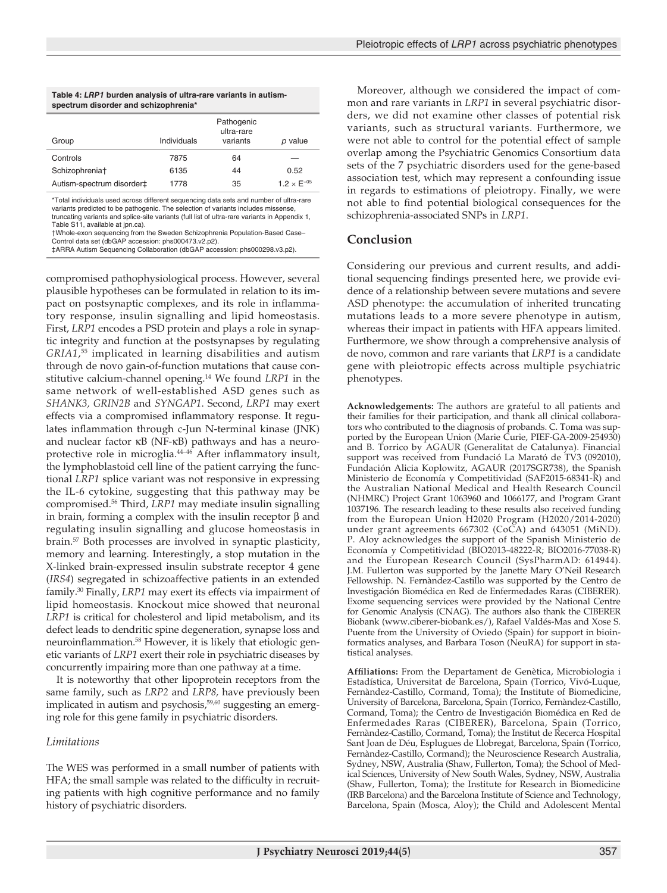**Table 4: *LRP1* burden analysis of ultra-rare variants in autism-spectrum disorder and schizophrenia***

| Group | Individuals | Pathogenic ultra-rare variants | *p* value |
|---|---|---|---|
| Controls | 7875 | 64 | — |
| Schizophrenia† | 6135 | 44 | 0.52 |
| Autism-spectrum disorder‡ | 1778 | 35 | $1.2 \times E^{-05}$ |

*Total individuals used across different sequencing data sets and number of ultra-rare variants predicted to be pathogenic. The selection of variants includes missense, truncating variants and splice-site variants (full list of ultra-rare variants in Appendix 1, Table S11, available at jpn.ca).
†Whole-exon sequencing from the Sweden Schizophrenia Population-Based Case–Control data set (dbGAP accession: phs000473.v2.p2).
‡ARRA Autism Sequencing Collaboration (dbGAP accession: phs000298.v3.p2).

compromised pathophysiological process. However, several plausible hypotheses can be formulated in relation to its impact on postsynaptic complexes, and its role in inflammatory response, insulin signalling and lipid homeostasis. First, *LRP1* encodes a PSD protein and plays a role in synaptic integrity and function at the postsynapses by regulating *GRIA1*,[55] implicated in learning disabilities and autism through de novo gain-of-function mutations that cause constitutive calcium-channel opening.[14] We found *LRP1* in the same network of well-established ASD genes such as *SHANK3, GRIN2B* and *SYNGAP1*. Second, *LRP1* may exert effects via a compromised inflammatory response. It regulates inflammation through c-Jun N-terminal kinase (JNK) and nuclear factor κB (NF-κB) pathways and has a neuroprotective role in microglia.[44–46] After inflammatory insult, the lymphoblastoid cell line of the patient carrying the functional *LRP1* splice variant was not responsive in expressing the IL-6 cytokine, suggesting that this pathway may be compromised.[56] Third, *LRP1* may mediate insulin signalling in brain, forming a complex with the insulin receptor β and regulating insulin signalling and glucose homeostasis in brain.[57] Both processes are involved in synaptic plasticity, memory and learning. Interestingly, a stop mutation in the X-linked brain-expressed insulin substrate receptor 4 gene (*IRS4*) segregated in schizoaffective patients in an extended family.[30] Finally, *LRP1* may exert its effects via impairment of lipid homeostasis. Knockout mice showed that neuronal *LRP1* is critical for cholesterol and lipid metabolism, and its defect leads to dendritic spine degeneration, synapse loss and neuroinflammation.[58] However, it is likely that etiologic genetic variants of *LRP1* exert their role in psychiatric diseases by concurrently impairing more than one pathway at a time.

It is noteworthy that other lipoprotein receptors from the same family, such as *LRP2* and *LRP8*, have previously been implicated in autism and psychosis,[59,60] suggesting an emerging role for this gene family in psychiatric disorders.

### *Limitations*

The WES was performed in a small number of patients with HFA; the small sample was related to the difficulty in recruiting patients with high cognitive performance and no family history of psychiatric disorders.

Moreover, although we considered the impact of common and rare variants in *LRP1* in several psychiatric disorders, we did not examine other classes of potential risk variants, such as structural variants. Furthermore, we were not able to control for the potential effect of sample overlap among the Psychiatric Genomics Consortium data sets of the 7 psychiatric disorders used for the gene-based association test, which may represent a confounding issue in regards to estimations of pleiotropy. Finally, we were not able to find potential biological consequences for the schizophrenia-associated SNPs in *LRP1*.

## Conclusion

Considering our previous and current results, and additional sequencing findings presented here, we provide evidence of a relationship between severe mutations and severe ASD phenotype: the accumulation of inherited truncating mutations leads to a more severe phenotype in autism, whereas their impact in patients with HFA appears limited. Furthermore, we show through a comprehensive analysis of de novo, common and rare variants that *LRP1* is a candidate gene with pleiotropic effects across multiple psychiatric phenotypes.

**Acknowledgements:** The authors are grateful to all patients and their families for their participation, and thank all clinical collaborators who contributed to the diagnosis of probands. C. Toma was supported by the European Union (Marie Curie, PIEF-GA-2009-254930) and B. Torrico by AGAUR (Generalitat de Catalunya). Financial support was received from Fundació La Marató de TV3 (092010), Fundación Alicia Koplowitz, AGAUR (2017SGR738), the Spanish Ministerio de Economía y Competitividad (SAF2015-68341-R) and the Australian National Medical and Health Research Council (NHMRC) Project Grant 1063960 and 1066177, and Program Grant 1037196. The research leading to these results also received funding from the European Union H2020 Program (H2020/2014-2020) under grant agreements 667302 (CoCA) and 643051 (MiND). P. Aloy acknowledges the support of the Spanish Ministerio de Economía y Competitividad (BIO2013-48222-R; BIO2016-77038-R) and the European Research Council (SysPharmAD: 614944). J.M. Fullerton was supported by the Janette Mary O'Neil Research Fellowship. N. Fernàndez-Castillo was supported by the Centro de Investigación Biomédica en Red de Enfermedades Raras (CIBERER). Exome sequencing services were provided by the National Centre for Genomic Analysis (CNAG). The authors also thank the CIBERER Biobank (www.ciberer-biobank.es/), Rafael Valdés-Mas and Xose S. Puente from the University of Oviedo (Spain) for support in bioinformatics analyses, and Barbara Toson (NeuRA) for support in statistical analyses.

**Affiliations:** From the Departament de Genètica, Microbiologia i Estadística, Universitat de Barcelona, Spain (Torrico, Vivó-Luque, Fernàndez-Castillo, Cormand, Toma); the Institute of Biomedicine, University of Barcelona, Barcelona, Spain (Torrico, Fernàndez-Castillo, Cormand, Toma); the Centro de Investigación Biomédica en Red de Enfermedades Raras (CIBERER), Barcelona, Spain (Torrico, Fernàndez-Castillo, Cormand, Toma); the Institut de Recerca Hospital Sant Joan de Déu, Esplugues de Llobregat, Barcelona, Spain (Torrico, Fernàndez-Castillo, Cormand); the Neuroscience Research Australia, Sydney, NSW, Australia (Shaw, Fullerton, Toma); the School of Medical Sciences, University of New South Wales, Sydney, NSW, Australia (Shaw, Fullerton, Toma); the Institute for Research in Biomedicine (IRB Barcelona) and the Barcelona Institute of Science and Technology, Barcelona, Spain (Mosca, Aloy); the Child and Adolescent Mental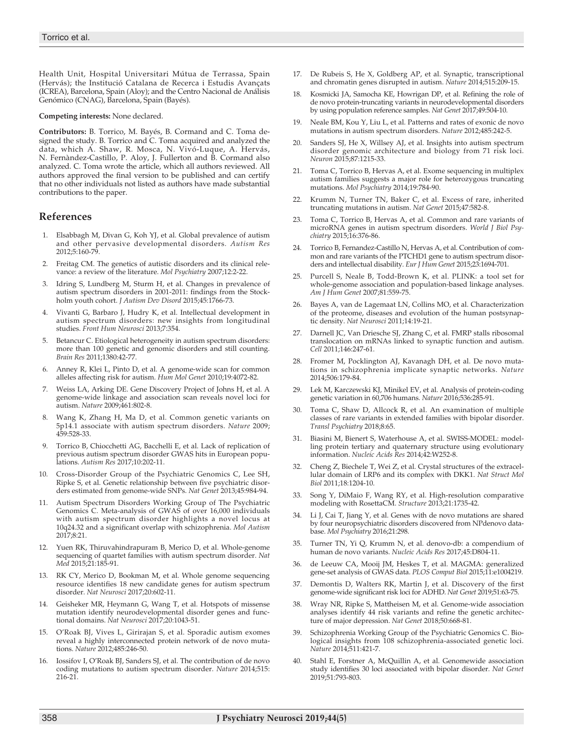Health Unit, Hospital Universitari Mútua de Terrassa, Spain (Hervás); the Institució Catalana de Recerca i Estudis Avançats (ICREA), Barcelona, Spain (Aloy); and the Centro Nacional de Análisis Genómico (CNAG), Barcelona, Spain (Bayés).

**Competing interests:** None declared.

**Contributors:** B. Torrico, M. Bayés, B. Cormand and C. Toma designed the study. B. Torrico and C. Toma acquired and analyzed the data, which A. Shaw, R. Mosca, N. Vivó-Luque, A. Hervás, N. Fernàndez-Castillo, P. Aloy, J. Fullerton and B. Cormand also analyzed. C. Toma wrote the article, which all authors reviewed. All authors approved the final version to be published and can certify that no other individuals not listed as authors have made substantial contributions to the paper.

## References

1. Elsabbagh M, Divan G, Koh YJ, et al. Global prevalence of autism and other pervasive developmental disorders. *Autism Res* 2012;5:160-79.
2. Freitag CM. The genetics of autistic disorders and its clinical relevance: a review of the literature. *Mol Psychiatry* 2007;12:2-22.
3. Idring S, Lundberg M, Sturm H, et al. Changes in prevalence of autism spectrum disorders in 2001-2011: findings from the Stockholm youth cohort. *J Autism Dev Disord* 2015;45:1766-73.
4. Vivanti G, Barbaro J, Hudry K, et al. Intellectual development in autism spectrum disorders: new insights from longitudinal studies. *Front Hum Neurosci* 2013;7:354.
5. Betancur C. Etiological heterogeneity in autism spectrum disorders: more than 100 genetic and genomic disorders and still counting. *Brain Res* 2011;1380:42-77.
6. Anney R, Klei L, Pinto D, et al. A genome-wide scan for common alleles affecting risk for autism. *Hum Mol Genet* 2010;19:4072-82.
7. Weiss LA, Arking DE. Gene Discovery Project of Johns H, et al. A genome-wide linkage and association scan reveals novel loci for autism. *Nature* 2009;461:802-8.
8. Wang K, Zhang H, Ma D, et al. Common genetic variants on 5p14.1 associate with autism spectrum disorders. *Nature* 2009; 459:528-33.
9. Torrico B, Chiocchetti AG, Bacchelli E, et al. Lack of replication of previous autism spectrum disorder GWAS hits in European populations. *Autism Res* 2017;10:202-11.
10. Cross-Disorder Group of the Psychiatric Genomics C, Lee SH, Ripke S, et al. Genetic relationship between five psychiatric disorders estimated from genome-wide SNPs. *Nat Genet* 2013;45:984-94.
11. Autism Spectrum Disorders Working Group of The Psychiatric Genomics C. Meta-analysis of GWAS of over 16,000 individuals with autism spectrum disorder highlights a novel locus at 10q24.32 and a significant overlap with schizophrenia. *Mol Autism* 2017;8:21.
12. Yuen RK, Thiruvahindrapuram B, Merico D, et al. Whole-genome sequencing of quartet families with autism spectrum disorder. *Nat Med* 2015;21:185-91.
13. RK CY, Merico D, Bookman M, et al. Whole genome sequencing resource identifies 18 new candidate genes for autism spectrum disorder. *Nat Neurosci* 2017;20:602-11.
14. Geisheker MR, Heymann G, Wang T, et al. Hotspots of missense mutation identify neurodevelopmental disorder genes and functional domains. *Nat Neurosci* 2017;20:1043-51.
15. O'Roak BJ, Vives L, Girirajan S, et al. Sporadic autism exomes reveal a highly interconnected protein network of de novo mutations. *Nature* 2012;485:246-50.
16. Iossifov I, O'Roak BJ, Sanders SJ, et al. The contribution of de novo coding mutations to autism spectrum disorder. *Nature* 2014;515: 216-21.
17. De Rubeis S, He X, Goldberg AP, et al. Synaptic, transcriptional and chromatin genes disrupted in autism. *Nature* 2014;515:209-15.
18. Kosmicki JA, Samocha KE, Howrigan DP, et al. Refining the role of de novo protein-truncating variants in neurodevelopmental disorders by using population reference samples. *Nat Genet* 2017;49:504-10.
19. Neale BM, Kou Y, Liu L, et al. Patterns and rates of exonic de novo mutations in autism spectrum disorders. *Nature* 2012;485:242-5.
20. Sanders SJ, He X, Willsey AJ, et al. Insights into autism spectrum disorder genomic architecture and biology from 71 risk loci. *Neuron* 2015;87:1215-33.
21. Toma C, Torrico B, Hervas A, et al. Exome sequencing in multiplex autism families suggests a major role for heterozygous truncating mutations. *Mol Psychiatry* 2014;19:784-90.
22. Krumm N, Turner TN, Baker C, et al. Excess of rare, inherited truncating mutations in autism. *Nat Genet* 2015;47:582-8.
23. Toma C, Torrico B, Hervas A, et al. Common and rare variants of microRNA genes in autism spectrum disorders. *World J Biol Psychiatry* 2015;16:376-86.
24. Torrico B, Fernandez-Castillo N, Hervas A, et al. Contribution of common and rare variants of the PTCHD1 gene to autism spectrum disorders and intellectual disability. *Eur J Hum Genet* 2015;23:1694-701.
25. Purcell S, Neale B, Todd-Brown K, et al. PLINK: a tool set for whole-genome association and population-based linkage analyses. *Am J Hum Genet* 2007;81:559-75.
26. Bayes A, van de Lagemaat LN, Collins MO, et al. Characterization of the proteome, diseases and evolution of the human postsynaptic density. *Nat Neurosci* 2011;14:19-21.
27. Darnell JC, Van Driesche SJ, Zhang C, et al. FMRP stalls ribosomal translocation on mRNAs linked to synaptic function and autism. *Cell* 2011;146:247-61.
28. Fromer M, Pocklington AJ, Kavanagh DH, et al. De novo mutations in schizophrenia implicate synaptic networks. *Nature* 2014;506:179-84.
29. Lek M, Karczewski KJ, Minikel EV, et al. Analysis of protein-coding genetic variation in 60,706 humans. *Nature* 2016;536:285-91.
30. Toma C, Shaw D, Allcock R, et al. An examination of multiple classes of rare variants in extended families with bipolar disorder. *Transl Psychiatry* 2018;8:65.
31. Biasini M, Bienert S, Waterhouse A, et al. SWISS-MODEL: modelling protein tertiary and quaternary structure using evolutionary information. *Nucleic Acids Res* 2014;42:W252-8.
32. Cheng Z, Biechele T, Wei Z, et al. Crystal structures of the extracellular domain of LRP6 and its complex with DKK1. *Nat Struct Mol Biol* 2011;18:1204-10.
33. Song Y, DiMaio F, Wang RY, et al. High-resolution comparative modeling with RosettaCM. *Structure* 2013;21:1735-42.
34. Li J, Cai T, Jiang Y, et al. Genes with de novo mutations are shared by four neuropsychiatric disorders discovered from NPdenovo database. *Mol Psychiatry* 2016;21:298.
35. Turner TN, Yi Q, Krumm N, et al. denovo-db: a compendium of human de novo variants. *Nucleic Acids Res* 2017;45:D804-11.
36. de Leeuw CA, Mooij JM, Heskes T, et al. MAGMA: generalized gene-set analysis of GWAS data. *PLOS Comput Biol* 2015;11:e1004219.
37. Demontis D, Walters RK, Martin J, et al. Discovery of the first genome-wide significant risk loci for ADHD. *Nat Genet* 2019;51:63-75.
38. Wray NR, Ripke S, Mattheisen M, et al. Genome-wide association analyses identify 44 risk variants and refine the genetic architecture of major depression. *Nat Genet* 2018;50:668-81.
39. Schizophrenia Working Group of the Psychiatric Genomics C. Biological insights from 108 schizophrenia-associated genetic loci. *Nature* 2014;511:421-7.
40. Stahl E, Forstner A, McQuillin A, et al. Genomewide association study identifies 30 loci associated with bipolar disorder. *Nat Genet* 2019;51:793-803.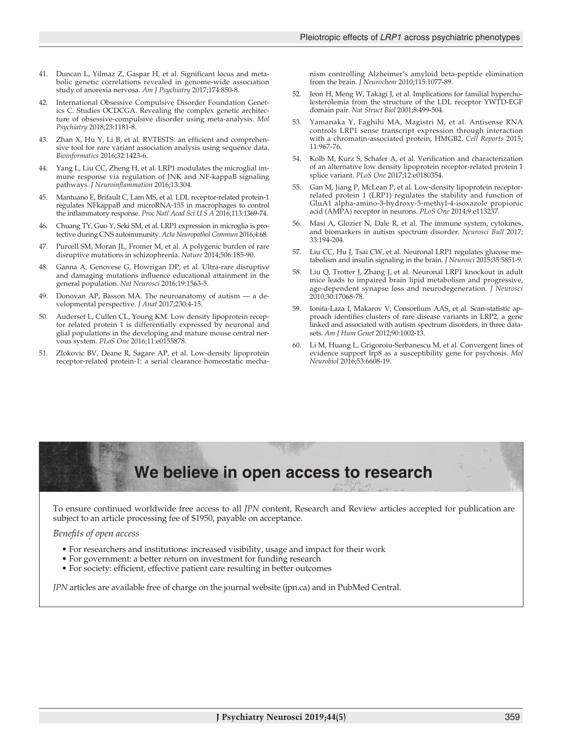41. Duncan L, Yilmaz Z, Gaspar H, et al. Significant locus and metabolic genetic correlations revealed in genome-wide association study of anorexia nervosa. *Am J Psychiatry* 2017;174:850-8.
42. International Obsessive Compulsive Disorder Foundation Genetics C. Studies OCDCGA. Revealing the complex genetic architecture of obsessive-compulsive disorder using meta-analysis. *Mol Psychiatry* 2018;23:1181-8.
43. Zhan X, Hu Y, Li B, et al. RVTESTS: an efficient and comprehensive tool for rare variant association analysis using sequence data. *Bioinformatics* 2016;32:1423-6.
44. Yang L, Liu CC, Zheng H, et al. LRP1 modulates the microglial immune response via regulation of JNK and NF-kappaB signaling pathways. *J Neuroinflammation* 2016;13:304.
45. Mantuano E, Brifault C, Lam MS, et al. LDL receptor-related protein-1 regulates NFkappaB and microRNA-155 in macrophages to control the inflammatory response. *Proc Natl Acad Sci U S A* 2016;113:1369-74.
46. Chuang TY, Guo Y, Seki SM, et al. LRP1 expression in microglia is protective during CNS autoimmunity. *Acta Neuropathol Commun* 2016;4:68.
47. Purcell SM, Moran JL, Fromer M, et al. A polygenic burden of rare disruptive mutations in schizophrenia. *Nature* 2014;506:185-90.
48. Ganna A, Genovese G, Howrigan DP, et al. Ultra-rare disruptive and damaging mutations influence educational attainment in the general population. *Nat Neurosci* 2016;19:1563-5.
49. Donovan AP, Basson MA. The neuroanatomy of autism — a developmental perspective. *J Anat* 2017;230:4-15.
50. Auderset L, Cullen CL, Young KM. Low density lipoprotein receptor related protein 1 is differentially expressed by neuronal and glial populations in the developing and mature mouse central nervous system. *PLoS One* 2016;11:e0155878.
51. Zlokovic BV, Deane R, Sagare AP, et al. Low-density lipoprotein receptor-related protein-1: a serial clearance homeostatic mechanism controlling Alzheimer's amyloid beta-peptide elimination from the brain. *J Neurochem* 2010;115:1077-89.
52. Jeon H, Meng W, Takagi J, et al. Implications for familial hypercholesterolemia from the structure of the LDL receptor YWTD-EGF domain pair. *Nat Struct Biol* 2001;8:499-504.
53. Yamanaka Y, Faghihi MA, Magistri M, et al. Antisense RNA controls LRP1 sense transcript expression through interaction with a chromatin-associated protein, HMGB2. *Cell Reports* 2015; 11:967-76.
54. Kolb M, Kurz S, Schafer A, et al. Verification and characterization of an alternative low density lipoprotein receptor-related protein 1 splice variant. *PLoS One* 2017;12:e0180354.
55. Gan M, Jiang P, McLean P, et al. Low-density lipoprotein receptor-related protein 1 (LRP1) regulates the stability and function of GluA1 alpha-amino-3-hydroxy-5-methyl-4-isoxazole propionic acid (AMPA) receptor in neurons. *PLoS One* 2014;9:e113237.
56. Masi A, Glozier N, Dale R, et al. The immune system, cytokines, and biomarkers in autism spectrum disorder. *Neurosci Bull* 2017; 33:194-204.
57. Liu CC, Hu J, Tsai CW, et al. Neuronal LRP1 regulates glucose metabolism and insulin signaling in the brain. *J Neurosci* 2015;35:5851-9.
58. Liu Q, Trotter J, Zhang J, et al. Neuronal LRP1 knockout in adult mice leads to impaired brain lipid metabolism and progressive, age-dependent synapse loss and neurodegeneration. *J Neurosci* 2010;30:17068-78.
59. Ionita-Laza I, Makarov V, Consortium AAS, et al. Scan-statistic approach identifies clusters of rare disease variants in LRP2, a gene linked and associated with autism spectrum disorders, in three datasets. *Am J Hum Genet* 2012;90:1002-13.
60. Li M, Huang L, Grigoroiu-Serbanescu M, et al. Convergent lines of evidence support lrp8 as a susceptibility gene for psychosis. *Mol Neurobiol* 2016;53:6608-19.

## We believe in open access to research

To ensure continued worldwide free access to all *JPN* content, Research and Review articles accepted for publication are subject to an article processing fee of $1950, payable on acceptance.

*Benefits of open access*

- For researchers and institutions: increased visibility, usage and impact for their work
- For government: a better return on investment for funding research
- For society: efficient, effective patient care resulting in better outcomes

*JPN* articles are available free of charge on the journal website (jpn.ca) and in PubMed Central.